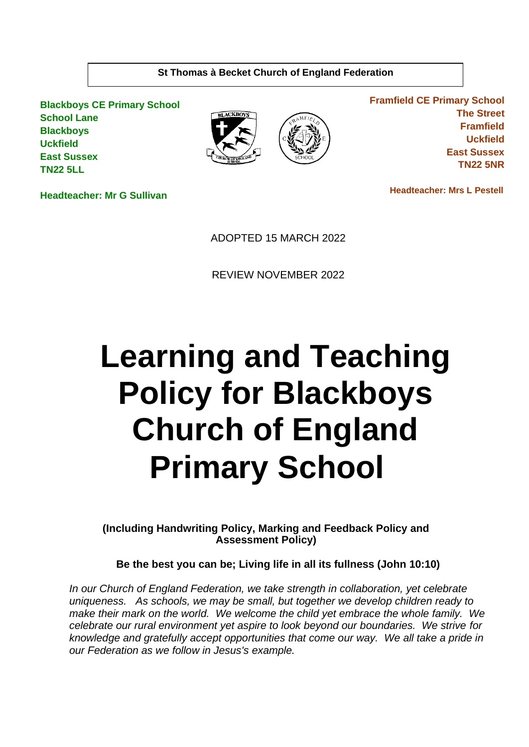**St Thomas à Becket Church of England Federation**

**Blackboys CE Primary School**
**School Lane**
**Blackboys**
**Uckfield**
**East Sussex**
**TN22 5LL**

**Headteacher: Mr G Sullivan**

**Framfield CE Primary School**
**The Street**
**Framfield**
**Uckfield**
**East Sussex**
**TN22 5NR**

**Headteacher: Mrs L Pestell**

ADOPTED 15 MARCH 2022

REVIEW NOVEMBER 2022

# Learning and Teaching Policy for Blackboys Church of England Primary School

**(Including Handwriting Policy, Marking and Feedback Policy and Assessment Policy)**

**Be the best you can be; Living life in all its fullness (John 10:10)**

*In our Church of England Federation, we take strength in collaboration, yet celebrate uniqueness. As schools, we may be small, but together we develop children ready to make their mark on the world. We welcome the child yet embrace the whole family. We celebrate our rural environment yet aspire to look beyond our boundaries. We strive for knowledge and gratefully accept opportunities that come our way. We all take a pride in our Federation as we follow in Jesus's example.*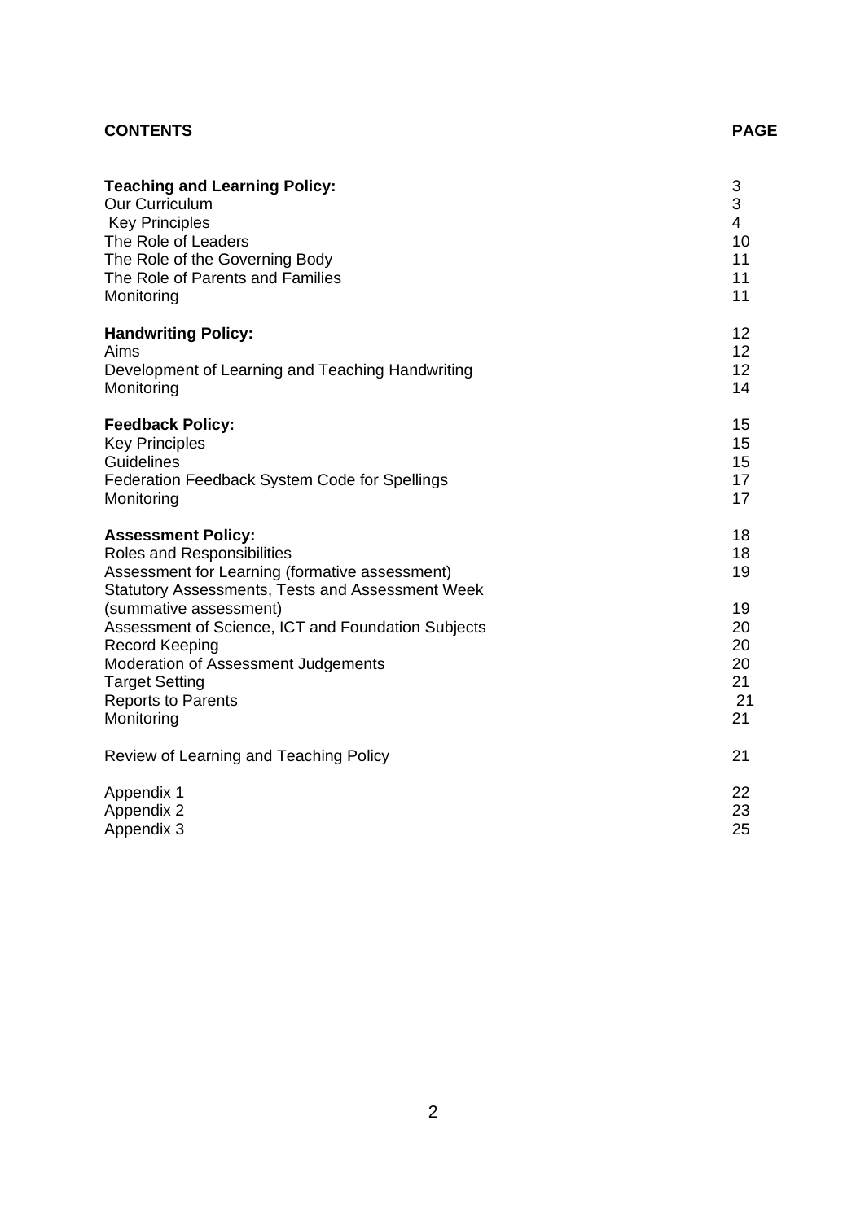| **CONTENTS** | **PAGE** |
|---|---|
| **Teaching and Learning Policy:** | 3 |
| Our Curriculum | 3 |
| Key Principles | 4 |
| The Role of Leaders | 10 |
| The Role of the Governing Body | 11 |
| The Role of Parents and Families | 11 |
| Monitoring | 11 |
| **Handwriting Policy:** | 12 |
| Aims | 12 |
| Development of Learning and Teaching Handwriting | 12 |
| Monitoring | 14 |
| **Feedback Policy:** | 15 |
| Key Principles | 15 |
| Guidelines | 15 |
| Federation Feedback System Code for Spellings | 17 |
| Monitoring | 17 |
| **Assessment Policy:** | 18 |
| Roles and Responsibilities | 18 |
| Assessment for Learning (formative assessment) | 19 |
| Statutory Assessments, Tests and Assessment Week (summative assessment) | 19 |
| Assessment of Science, ICT and Foundation Subjects | 20 |
| Record Keeping | 20 |
| Moderation of Assessment Judgements | 20 |
| Target Setting | 21 |
| Reports to Parents | 21 |
| Monitoring | 21 |
| Review of Learning and Teaching Policy | 21 |
| Appendix 1 | 22 |
| Appendix 2 | 23 |
| Appendix 3 | 25 |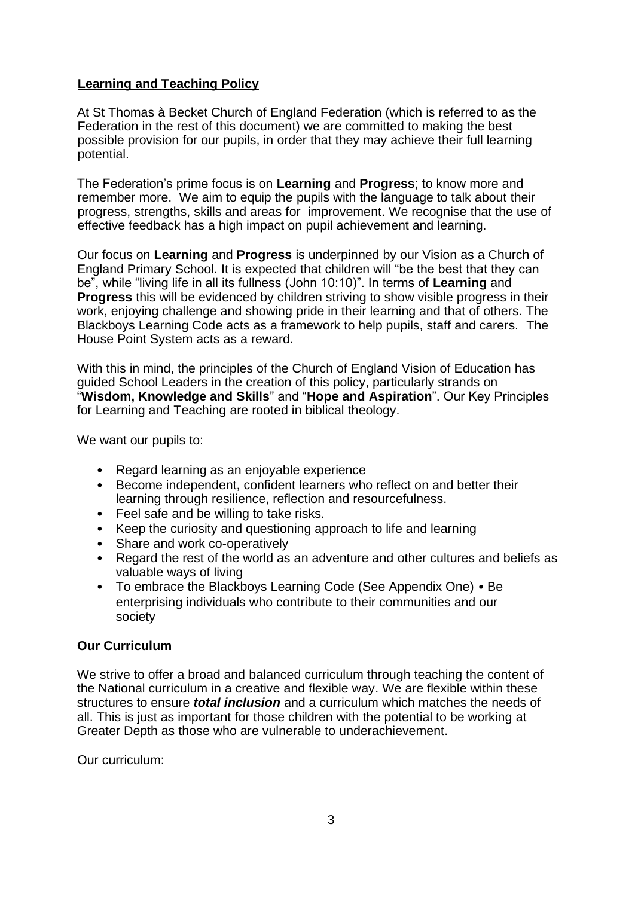## Learning and Teaching Policy

At St Thomas à Becket Church of England Federation (which is referred to as the Federation in the rest of this document) we are committed to making the best possible provision for our pupils, in order that they may achieve their full learning potential.

The Federation's prime focus is on **Learning** and **Progress**; to know more and remember more. We aim to equip the pupils with the language to talk about their progress, strengths, skills and areas for improvement. We recognise that the use of effective feedback has a high impact on pupil achievement and learning.

Our focus on **Learning** and **Progress** is underpinned by our Vision as a Church of England Primary School. It is expected that children will "be the best that they can be", while "living life in all its fullness (John 10:10)". In terms of **Learning** and **Progress** this will be evidenced by children striving to show visible progress in their work, enjoying challenge and showing pride in their learning and that of others. The Blackboys Learning Code acts as a framework to help pupils, staff and carers. The House Point System acts as a reward.

With this in mind, the principles of the Church of England Vision of Education has guided School Leaders in the creation of this policy, particularly strands on "**Wisdom, Knowledge and Skills**" and "**Hope and Aspiration**". Our Key Principles for Learning and Teaching are rooted in biblical theology.

We want our pupils to:

- Regard learning as an enjoyable experience
- Become independent, confident learners who reflect on and better their learning through resilience, reflection and resourcefulness.
- Feel safe and be willing to take risks.
- Keep the curiosity and questioning approach to life and learning
- Share and work co-operatively
- Regard the rest of the world as an adventure and other cultures and beliefs as valuable ways of living
- To embrace the Blackboys Learning Code (See Appendix One) • Be enterprising individuals who contribute to their communities and our society

### Our Curriculum

We strive to offer a broad and balanced curriculum through teaching the content of the National curriculum in a creative and flexible way. We are flexible within these structures to ensure ***total inclusion*** and a curriculum which matches the needs of all. This is just as important for those children with the potential to be working at Greater Depth as those who are vulnerable to underachievement.

Our curriculum: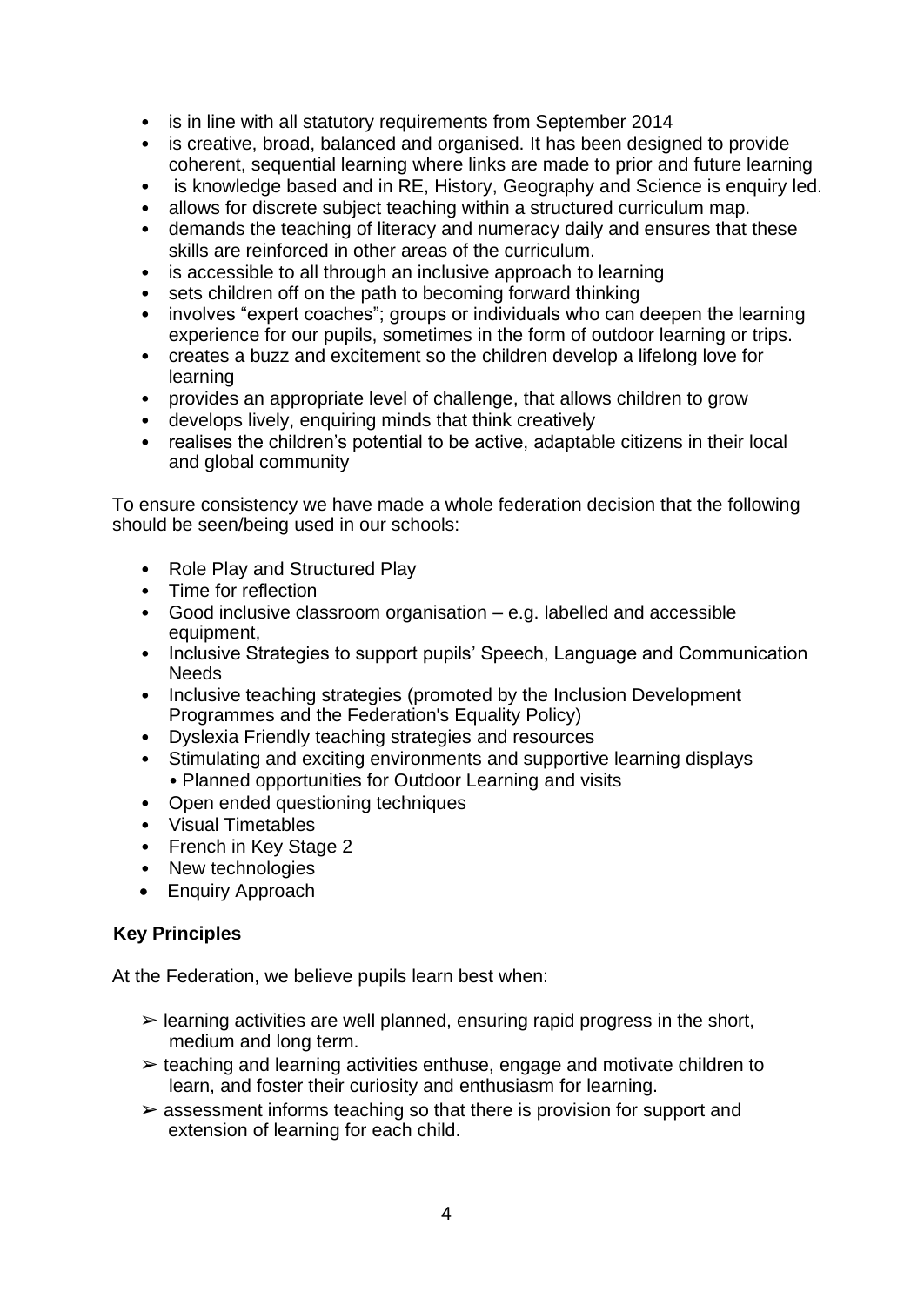- is in line with all statutory requirements from September 2014
- is creative, broad, balanced and organised. It has been designed to provide coherent, sequential learning where links are made to prior and future learning
- is knowledge based and in RE, History, Geography and Science is enquiry led.
- allows for discrete subject teaching within a structured curriculum map.
- demands the teaching of literacy and numeracy daily and ensures that these skills are reinforced in other areas of the curriculum.
- is accessible to all through an inclusive approach to learning
- sets children off on the path to becoming forward thinking
- involves "expert coaches"; groups or individuals who can deepen the learning experience for our pupils, sometimes in the form of outdoor learning or trips.
- creates a buzz and excitement so the children develop a lifelong love for learning
- provides an appropriate level of challenge, that allows children to grow
- develops lively, enquiring minds that think creatively
- realises the children's potential to be active, adaptable citizens in their local and global community

To ensure consistency we have made a whole federation decision that the following should be seen/being used in our schools:

- Role Play and Structured Play
- Time for reflection
- Good inclusive classroom organisation – e.g. labelled and accessible equipment,
- Inclusive Strategies to support pupils' Speech, Language and Communication Needs
- Inclusive teaching strategies (promoted by the Inclusion Development Programmes and the Federation's Equality Policy)
- Dyslexia Friendly teaching strategies and resources
- Stimulating and exciting environments and supportive learning displays
  - Planned opportunities for Outdoor Learning and visits
- Open ended questioning techniques
- Visual Timetables
- French in Key Stage 2
- New technologies
- Enquiry Approach

**Key Principles**

At the Federation, we believe pupils learn best when:

- ➢ learning activities are well planned, ensuring rapid progress in the short, medium and long term.
- ➢ teaching and learning activities enthuse, engage and motivate children to learn, and foster their curiosity and enthusiasm for learning.
- ➢ assessment informs teaching so that there is provision for support and extension of learning for each child.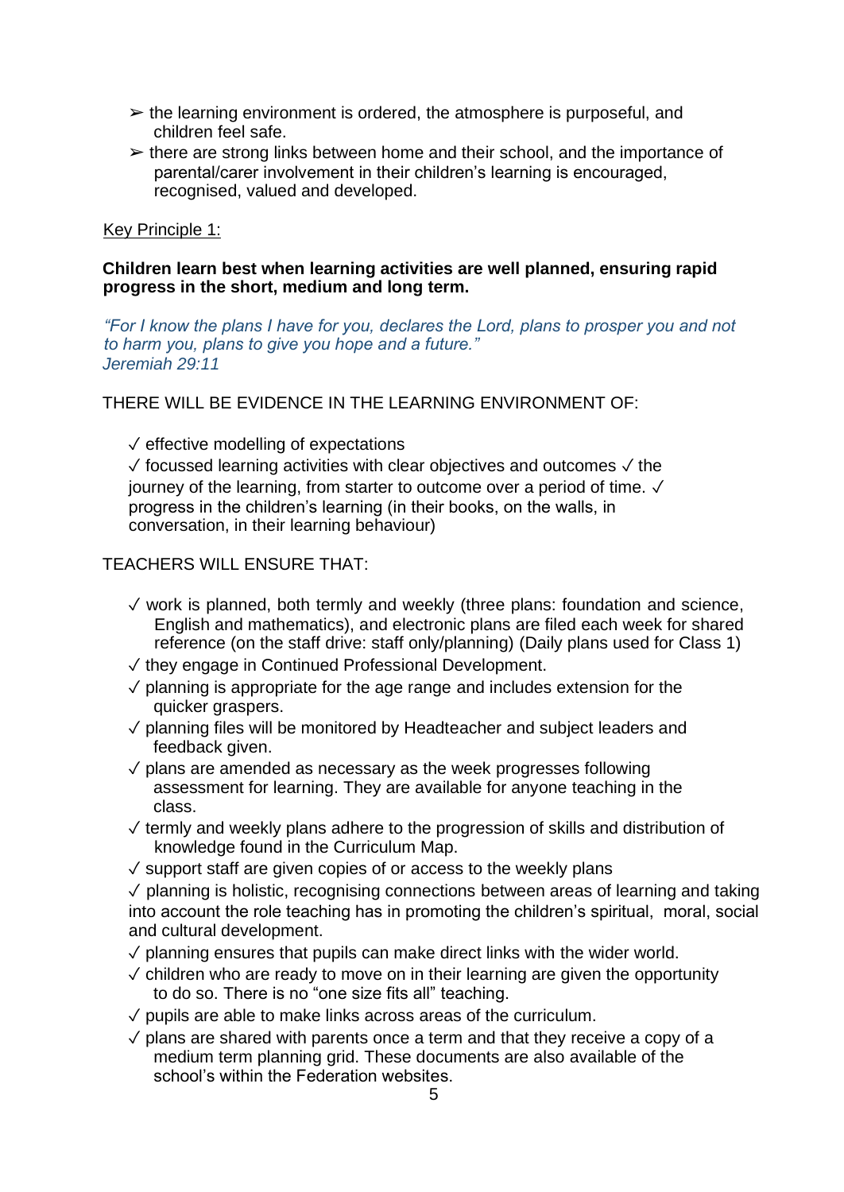- ➢ the learning environment is ordered, the atmosphere is purposeful, and children feel safe.
- ➢ there are strong links between home and their school, and the importance of parental/carer involvement in their children's learning is encouraged, recognised, valued and developed.

Key Principle 1:

**Children learn best when learning activities are well planned, ensuring rapid progress in the short, medium and long term.**

*"For I know the plans I have for you, declares the Lord, plans to prosper you and not to harm you, plans to give you hope and a future."*
*Jeremiah 29:11*

THERE WILL BE EVIDENCE IN THE LEARNING ENVIRONMENT OF:

✓ effective modelling of expectations
✓ focussed learning activities with clear objectives and outcomes ✓ the journey of the learning, from starter to outcome over a period of time. ✓ progress in the children's learning (in their books, on the walls, in conversation, in their learning behaviour)

TEACHERS WILL ENSURE THAT:

- ✓ work is planned, both termly and weekly (three plans: foundation and science, English and mathematics), and electronic plans are filed each week for shared reference (on the staff drive: staff only/planning) (Daily plans used for Class 1)
- ✓ they engage in Continued Professional Development.
- ✓ planning is appropriate for the age range and includes extension for the quicker graspers.
- ✓ planning files will be monitored by Headteacher and subject leaders and feedback given.
- ✓ plans are amended as necessary as the week progresses following assessment for learning. They are available for anyone teaching in the class.
- ✓ termly and weekly plans adhere to the progression of skills and distribution of knowledge found in the Curriculum Map.
- ✓ support staff are given copies of or access to the weekly plans
- ✓ planning is holistic, recognising connections between areas of learning and taking into account the role teaching has in promoting the children's spiritual, moral, social and cultural development.
- ✓ planning ensures that pupils can make direct links with the wider world.
- ✓ children who are ready to move on in their learning are given the opportunity to do so. There is no "one size fits all" teaching.
- ✓ pupils are able to make links across areas of the curriculum.
- ✓ plans are shared with parents once a term and that they receive a copy of a medium term planning grid. These documents are also available of the school's within the Federation websites.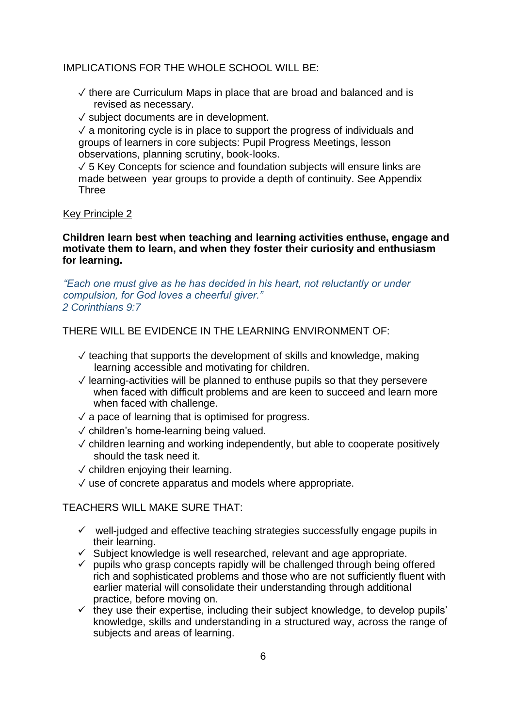IMPLICATIONS FOR THE WHOLE SCHOOL WILL BE:

- ✓ there are Curriculum Maps in place that are broad and balanced and is revised as necessary.
- ✓ subject documents are in development.
- ✓ a monitoring cycle is in place to support the progress of individuals and groups of learners in core subjects: Pupil Progress Meetings, lesson observations, planning scrutiny, book-looks.
- ✓ 5 Key Concepts for science and foundation subjects will ensure links are made between year groups to provide a depth of continuity. See Appendix Three

<u>Key Principle 2</u>

**Children learn best when teaching and learning activities enthuse, engage and motivate them to learn, and when they foster their curiosity and enthusiasm for learning.**

*"Each one must give as he has decided in his heart, not reluctantly or under compulsion, for God loves a cheerful giver."*
*2 Corinthians 9:7*

THERE WILL BE EVIDENCE IN THE LEARNING ENVIRONMENT OF:

- ✓ teaching that supports the development of skills and knowledge, making learning accessible and motivating for children.
- ✓ learning-activities will be planned to enthuse pupils so that they persevere when faced with difficult problems and are keen to succeed and learn more when faced with challenge.
- ✓ a pace of learning that is optimised for progress.
- ✓ children's home-learning being valued.
- ✓ children learning and working independently, but able to cooperate positively should the task need it.
- ✓ children enjoying their learning.
- ✓ use of concrete apparatus and models where appropriate.

TEACHERS WILL MAKE SURE THAT:

- ✓ well-judged and effective teaching strategies successfully engage pupils in their learning.
- ✓ Subject knowledge is well researched, relevant and age appropriate.
- ✓ pupils who grasp concepts rapidly will be challenged through being offered rich and sophisticated problems and those who are not sufficiently fluent with earlier material will consolidate their understanding through additional practice, before moving on.
- ✓ they use their expertise, including their subject knowledge, to develop pupils' knowledge, skills and understanding in a structured way, across the range of subjects and areas of learning.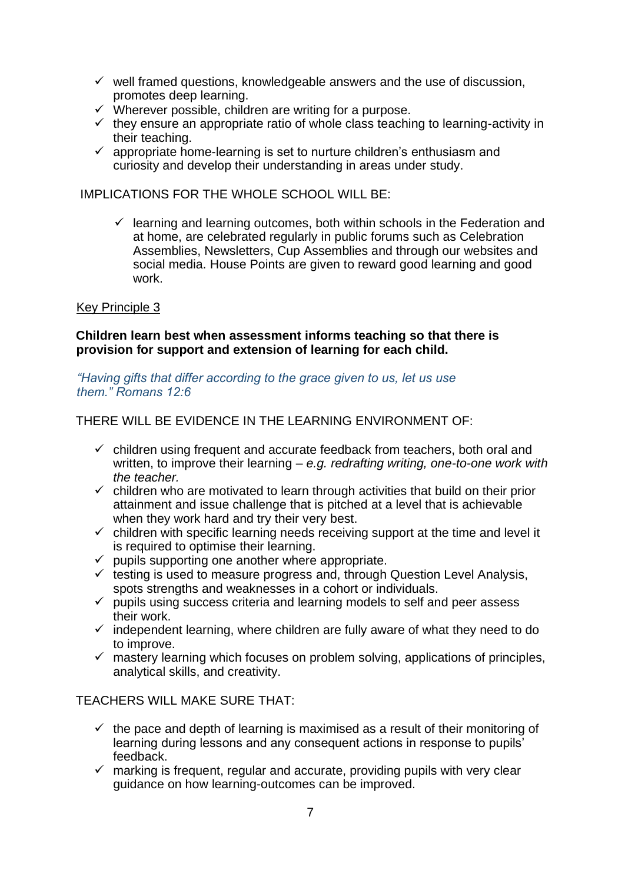- ✓ well framed questions, knowledgeable answers and the use of discussion, promotes deep learning.
- ✓ Wherever possible, children are writing for a purpose.
- ✓ they ensure an appropriate ratio of whole class teaching to learning-activity in their teaching.
- ✓ appropriate home-learning is set to nurture children's enthusiasm and curiosity and develop their understanding in areas under study.

IMPLICATIONS FOR THE WHOLE SCHOOL WILL BE:

- ✓ learning and learning outcomes, both within schools in the Federation and at home, are celebrated regularly in public forums such as Celebration Assemblies, Newsletters, Cup Assemblies and through our websites and social media. House Points are given to reward good learning and good work.

Key Principle 3

**Children learn best when assessment informs teaching so that there is provision for support and extension of learning for each child.**

*"Having gifts that differ according to the grace given to us, let us use them." Romans 12:6*

THERE WILL BE EVIDENCE IN THE LEARNING ENVIRONMENT OF:

- ✓ children using frequent and accurate feedback from teachers, both oral and written, to improve their learning – *e.g. redrafting writing, one-to-one work with the teacher.*
- ✓ children who are motivated to learn through activities that build on their prior attainment and issue challenge that is pitched at a level that is achievable when they work hard and try their very best.
- ✓ children with specific learning needs receiving support at the time and level it is required to optimise their learning.
- ✓ pupils supporting one another where appropriate.
- ✓ testing is used to measure progress and, through Question Level Analysis, spots strengths and weaknesses in a cohort or individuals.
- ✓ pupils using success criteria and learning models to self and peer assess their work.
- ✓ independent learning, where children are fully aware of what they need to do to improve.
- ✓ mastery learning which focuses on problem solving, applications of principles, analytical skills, and creativity.

TEACHERS WILL MAKE SURE THAT:

- ✓ the pace and depth of learning is maximised as a result of their monitoring of learning during lessons and any consequent actions in response to pupils' feedback.
- ✓ marking is frequent, regular and accurate, providing pupils with very clear guidance on how learning-outcomes can be improved.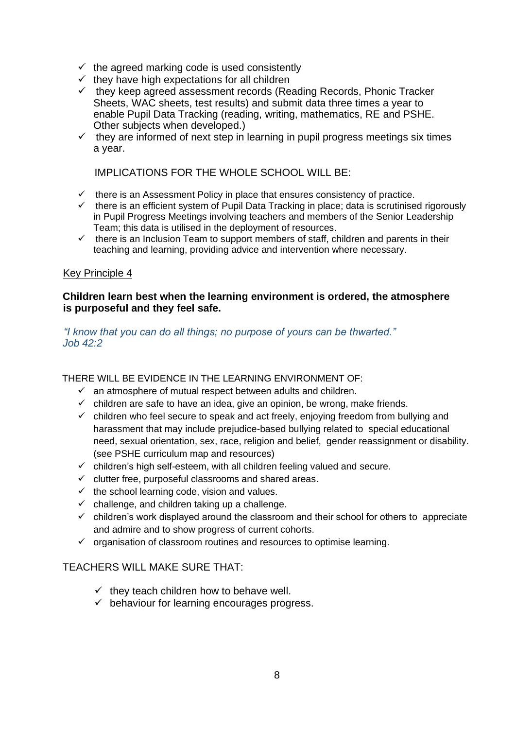- ✓ the agreed marking code is used consistently
- ✓ they have high expectations for all children
- ✓ they keep agreed assessment records (Reading Records, Phonic Tracker Sheets, WAC sheets, test results) and submit data three times a year to enable Pupil Data Tracking (reading, writing, mathematics, RE and PSHE. Other subjects when developed.)
- ✓ they are informed of next step in learning in pupil progress meetings six times a year.

IMPLICATIONS FOR THE WHOLE SCHOOL WILL BE:

- ✓ there is an Assessment Policy in place that ensures consistency of practice.
- ✓ there is an efficient system of Pupil Data Tracking in place; data is scrutinised rigorously in Pupil Progress Meetings involving teachers and members of the Senior Leadership Team; this data is utilised in the deployment of resources.
- ✓ there is an Inclusion Team to support members of staff, children and parents in their teaching and learning, providing advice and intervention where necessary.

## Key Principle 4

**Children learn best when the learning environment is ordered, the atmosphere is purposeful and they feel safe.**

*"I know that you can do all things; no purpose of yours can be thwarted." Job 42:2*

THERE WILL BE EVIDENCE IN THE LEARNING ENVIRONMENT OF:

- ✓ an atmosphere of mutual respect between adults and children.
- ✓ children are safe to have an idea, give an opinion, be wrong, make friends.
- ✓ children who feel secure to speak and act freely, enjoying freedom from bullying and harassment that may include prejudice-based bullying related to special educational need, sexual orientation, sex, race, religion and belief, gender reassignment or disability. (see PSHE curriculum map and resources)
- ✓ children's high self-esteem, with all children feeling valued and secure.
- ✓ clutter free, purposeful classrooms and shared areas.
- ✓ the school learning code, vision and values.
- ✓ challenge, and children taking up a challenge.
- ✓ children's work displayed around the classroom and their school for others to appreciate and admire and to show progress of current cohorts.
- ✓ organisation of classroom routines and resources to optimise learning.

TEACHERS WILL MAKE SURE THAT:

- ✓ they teach children how to behave well.
- ✓ behaviour for learning encourages progress.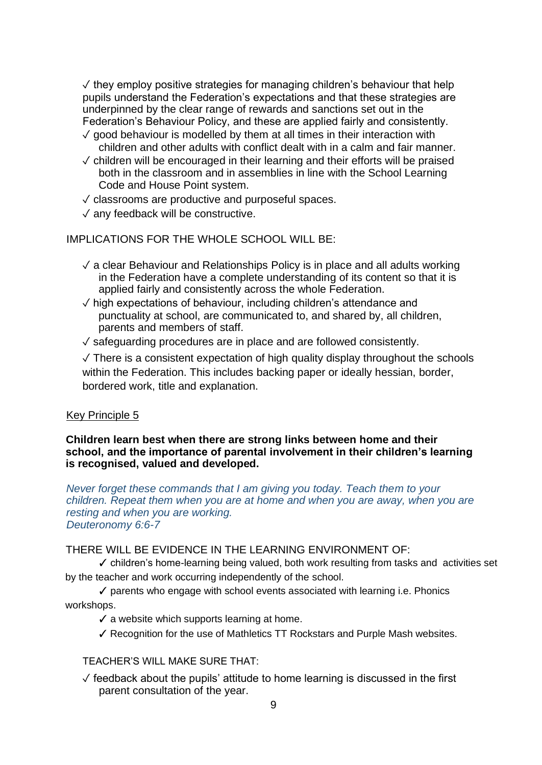- ✓ they employ positive strategies for managing children's behaviour that help pupils understand the Federation's expectations and that these strategies are underpinned by the clear range of rewards and sanctions set out in the Federation's Behaviour Policy, and these are applied fairly and consistently.
- ✓ good behaviour is modelled by them at all times in their interaction with children and other adults with conflict dealt with in a calm and fair manner.
- ✓ children will be encouraged in their learning and their efforts will be praised both in the classroom and in assemblies in line with the School Learning Code and House Point system.
- ✓ classrooms are productive and purposeful spaces.
- ✓ any feedback will be constructive.

IMPLICATIONS FOR THE WHOLE SCHOOL WILL BE:

- ✓ a clear Behaviour and Relationships Policy is in place and all adults working in the Federation have a complete understanding of its content so that it is applied fairly and consistently across the whole Federation.
- ✓ high expectations of behaviour, including children's attendance and punctuality at school, are communicated to, and shared by, all children, parents and members of staff.
- ✓ safeguarding procedures are in place and are followed consistently.
- ✓ There is a consistent expectation of high quality display throughout the schools within the Federation. This includes backing paper or ideally hessian, border, bordered work, title and explanation.

## Key Principle 5

**Children learn best when there are strong links between home and their school, and the importance of parental involvement in their children's learning is recognised, valued and developed.**

*Never forget these commands that I am giving you today. Teach them to your children. Repeat them when you are at home and when you are away, when you are resting and when you are working.*
*Deuteronomy 6:6-7*

THERE WILL BE EVIDENCE IN THE LEARNING ENVIRONMENT OF:

- ✓ children's home-learning being valued, both work resulting from tasks and activities set by the teacher and work occurring independently of the school.
- ✓ parents who engage with school events associated with learning i.e. Phonics workshops.
- ✓ a website which supports learning at home.
- ✓ Recognition for the use of Mathletics TT Rockstars and Purple Mash websites.

TEACHER'S WILL MAKE SURE THAT:

- ✓ feedback about the pupils' attitude to home learning is discussed in the first parent consultation of the year.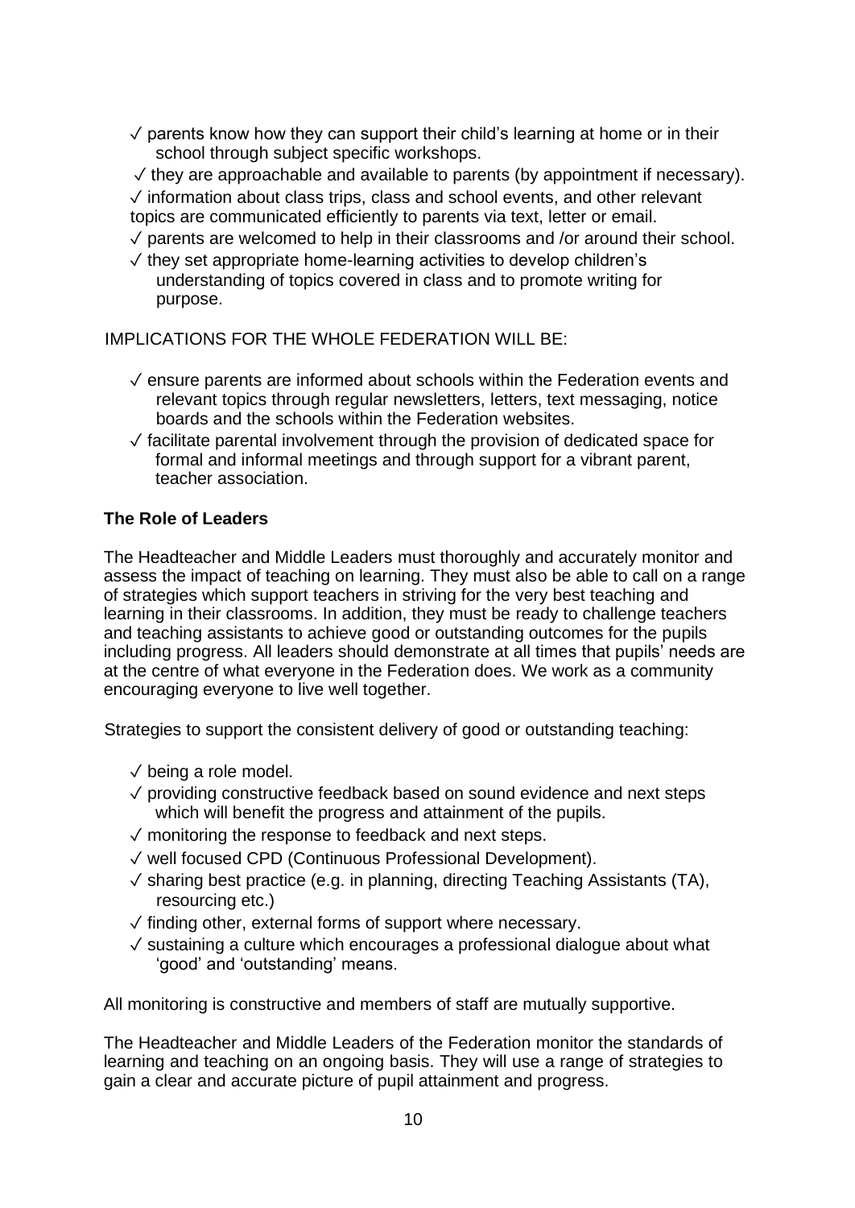- ✓ parents know how they can support their child's learning at home or in their school through subject specific workshops.
- ✓ they are approachable and available to parents (by appointment if necessary).
- ✓ information about class trips, class and school events, and other relevant topics are communicated efficiently to parents via text, letter or email.
- ✓ parents are welcomed to help in their classrooms and /or around their school.
- ✓ they set appropriate home-learning activities to develop children's understanding of topics covered in class and to promote writing for purpose.

IMPLICATIONS FOR THE WHOLE FEDERATION WILL BE:

- ✓ ensure parents are informed about schools within the Federation events and relevant topics through regular newsletters, letters, text messaging, notice boards and the schools within the Federation websites.
- ✓ facilitate parental involvement through the provision of dedicated space for formal and informal meetings and through support for a vibrant parent, teacher association.

**The Role of Leaders**

The Headteacher and Middle Leaders must thoroughly and accurately monitor and assess the impact of teaching on learning. They must also be able to call on a range of strategies which support teachers in striving for the very best teaching and learning in their classrooms. In addition, they must be ready to challenge teachers and teaching assistants to achieve good or outstanding outcomes for the pupils including progress. All leaders should demonstrate at all times that pupils' needs are at the centre of what everyone in the Federation does. We work as a community encouraging everyone to live well together.

Strategies to support the consistent delivery of good or outstanding teaching:

- ✓ being a role model.
- ✓ providing constructive feedback based on sound evidence and next steps which will benefit the progress and attainment of the pupils.
- ✓ monitoring the response to feedback and next steps.
- ✓ well focused CPD (Continuous Professional Development).
- ✓ sharing best practice (e.g. in planning, directing Teaching Assistants (TA), resourcing etc.)
- ✓ finding other, external forms of support where necessary.
- ✓ sustaining a culture which encourages a professional dialogue about what 'good' and 'outstanding' means.

All monitoring is constructive and members of staff are mutually supportive.

The Headteacher and Middle Leaders of the Federation monitor the standards of learning and teaching on an ongoing basis. They will use a range of strategies to gain a clear and accurate picture of pupil attainment and progress.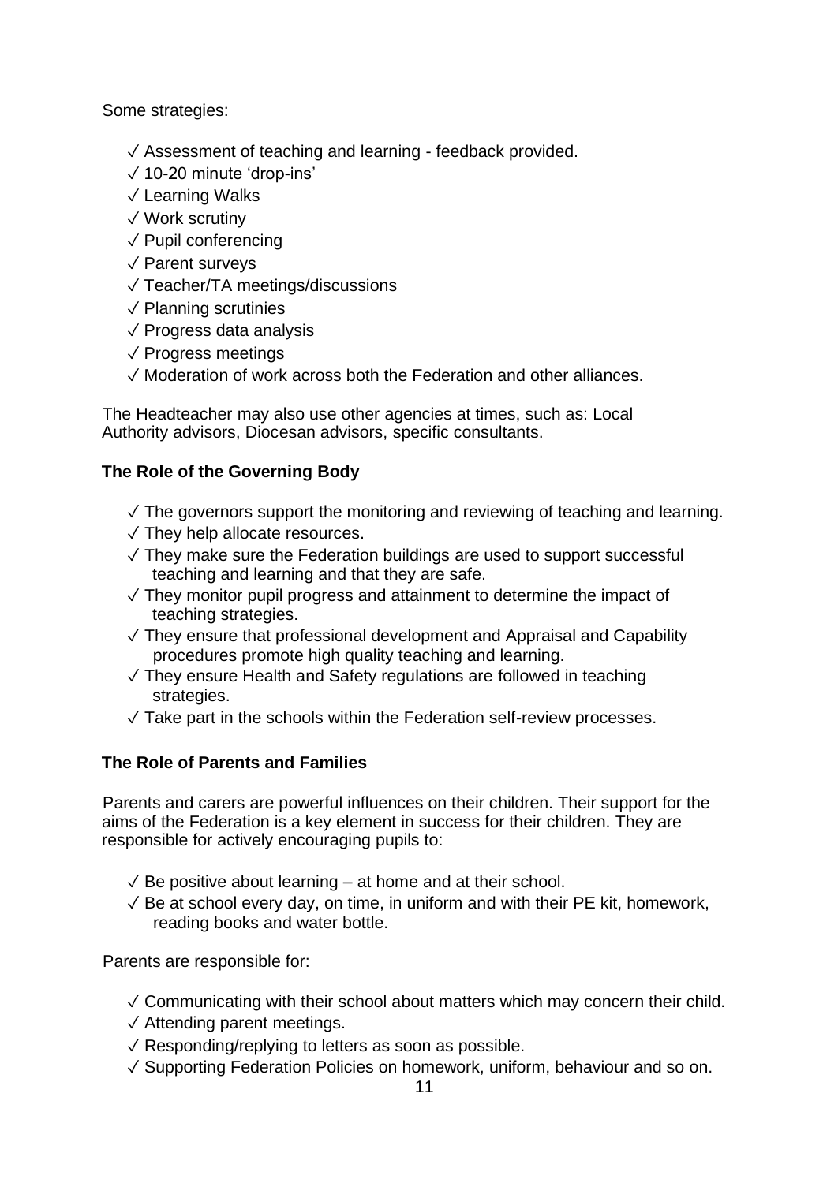Some strategies:

- ✓ Assessment of teaching and learning - feedback provided.
- ✓ 10-20 minute 'drop-ins'
- ✓ Learning Walks
- ✓ Work scrutiny
- ✓ Pupil conferencing
- ✓ Parent surveys
- ✓ Teacher/TA meetings/discussions
- ✓ Planning scrutinies
- ✓ Progress data analysis
- ✓ Progress meetings
- ✓ Moderation of work across both the Federation and other alliances.

The Headteacher may also use other agencies at times, such as: Local Authority advisors, Diocesan advisors, specific consultants.

**The Role of the Governing Body**

- ✓ The governors support the monitoring and reviewing of teaching and learning.
- ✓ They help allocate resources.
- ✓ They make sure the Federation buildings are used to support successful teaching and learning and that they are safe.
- ✓ They monitor pupil progress and attainment to determine the impact of teaching strategies.
- ✓ They ensure that professional development and Appraisal and Capability procedures promote high quality teaching and learning.
- ✓ They ensure Health and Safety regulations are followed in teaching strategies.
- ✓ Take part in the schools within the Federation self-review processes.

**The Role of Parents and Families**

Parents and carers are powerful influences on their children. Their support for the aims of the Federation is a key element in success for their children. They are responsible for actively encouraging pupils to:

- ✓ Be positive about learning – at home and at their school.
- ✓ Be at school every day, on time, in uniform and with their PE kit, homework, reading books and water bottle.

Parents are responsible for:

- ✓ Communicating with their school about matters which may concern their child.
- ✓ Attending parent meetings.
- ✓ Responding/replying to letters as soon as possible.
- ✓ Supporting Federation Policies on homework, uniform, behaviour and so on.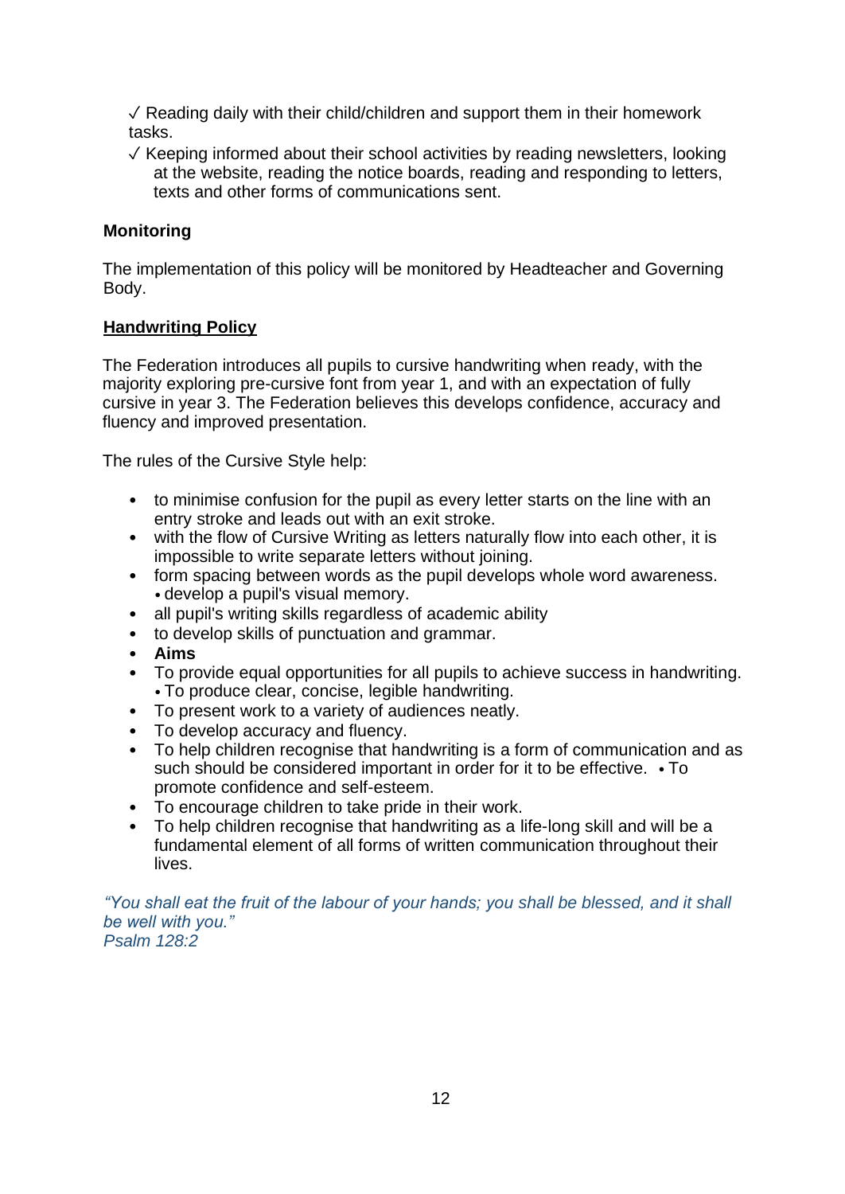✓ Reading daily with their child/children and support them in their homework tasks.

✓ Keeping informed about their school activities by reading newsletters, looking at the website, reading the notice boards, reading and responding to letters, texts and other forms of communications sent.

**Monitoring**

The implementation of this policy will be monitored by Headteacher and Governing Body.

**<u>Handwriting Policy</u>**

The Federation introduces all pupils to cursive handwriting when ready, with the majority exploring pre-cursive font from year 1, and with an expectation of fully cursive in year 3. The Federation believes this develops confidence, accuracy and fluency and improved presentation.

The rules of the Cursive Style help:

- to minimise confusion for the pupil as every letter starts on the line with an entry stroke and leads out with an exit stroke.
- with the flow of Cursive Writing as letters naturally flow into each other, it is impossible to write separate letters without joining.
- form spacing between words as the pupil develops whole word awareness. • develop a pupil's visual memory.
- all pupil's writing skills regardless of academic ability
- to develop skills of punctuation and grammar.
- **Aims**
- To provide equal opportunities for all pupils to achieve success in handwriting. • To produce clear, concise, legible handwriting.
- To present work to a variety of audiences neatly.
- To develop accuracy and fluency.
- To help children recognise that handwriting is a form of communication and as such should be considered important in order for it to be effective. • To promote confidence and self-esteem.
- To encourage children to take pride in their work.
- To help children recognise that handwriting as a life-long skill and will be a fundamental element of all forms of written communication throughout their lives.

*"You shall eat the fruit of the labour of your hands; you shall be blessed, and it shall be well with you."*
*Psalm 128:2*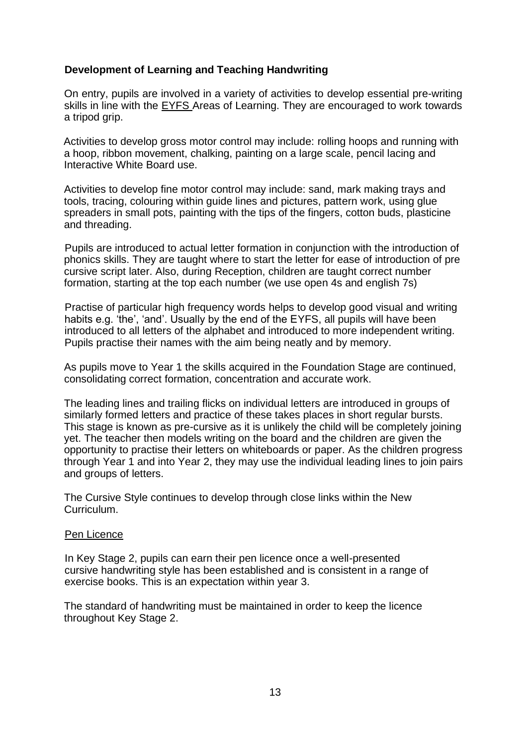## Development of Learning and Teaching Handwriting

On entry, pupils are involved in a variety of activities to develop essential pre-writing skills in line with the EYFS Areas of Learning. They are encouraged to work towards a tripod grip.

Activities to develop gross motor control may include: rolling hoops and running with a hoop, ribbon movement, chalking, painting on a large scale, pencil lacing and Interactive White Board use.

Activities to develop fine motor control may include: sand, mark making trays and tools, tracing, colouring within guide lines and pictures, pattern work, using glue spreaders in small pots, painting with the tips of the fingers, cotton buds, plasticine and threading.

Pupils are introduced to actual letter formation in conjunction with the introduction of phonics skills. They are taught where to start the letter for ease of introduction of pre cursive script later. Also, during Reception, children are taught correct number formation, starting at the top each number (we use open 4s and english 7s)

Practise of particular high frequency words helps to develop good visual and writing habits e.g. 'the', 'and'. Usually by the end of the EYFS, all pupils will have been introduced to all letters of the alphabet and introduced to more independent writing. Pupils practise their names with the aim being neatly and by memory.

As pupils move to Year 1 the skills acquired in the Foundation Stage are continued, consolidating correct formation, concentration and accurate work.

The leading lines and trailing flicks on individual letters are introduced in groups of similarly formed letters and practice of these takes places in short regular bursts. This stage is known as pre-cursive as it is unlikely the child will be completely joining yet. The teacher then models writing on the board and the children are given the opportunity to practise their letters on whiteboards or paper. As the children progress through Year 1 and into Year 2, they may use the individual leading lines to join pairs and groups of letters.

The Cursive Style continues to develop through close links within the New Curriculum.

### Pen Licence

In Key Stage 2, pupils can earn their pen licence once a well-presented cursive handwriting style has been established and is consistent in a range of exercise books. This is an expectation within year 3.

The standard of handwriting must be maintained in order to keep the licence throughout Key Stage 2.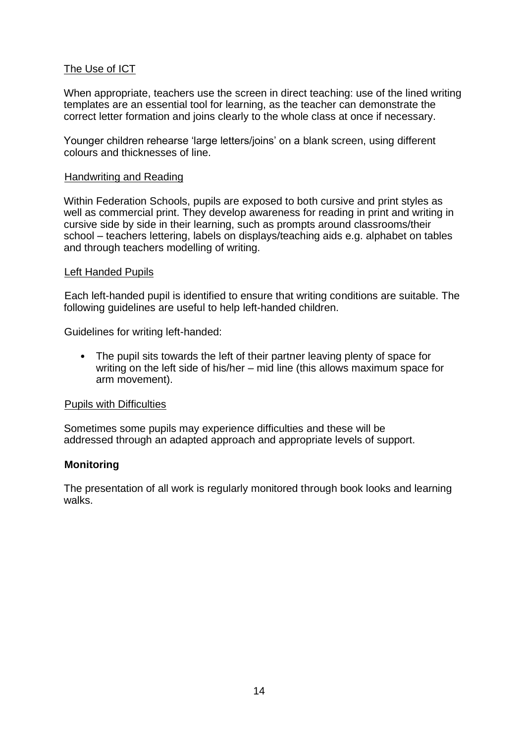The Use of ICT

When appropriate, teachers use the screen in direct teaching: use of the lined writing templates are an essential tool for learning, as the teacher can demonstrate the correct letter formation and joins clearly to the whole class at once if necessary.

Younger children rehearse 'large letters/joins' on a blank screen, using different colours and thicknesses of line.

Handwriting and Reading

Within Federation Schools, pupils are exposed to both cursive and print styles as well as commercial print. They develop awareness for reading in print and writing in cursive side by side in their learning, such as prompts around classrooms/their school – teachers lettering, labels on displays/teaching aids e.g. alphabet on tables and through teachers modelling of writing.

Left Handed Pupils

Each left-handed pupil is identified to ensure that writing conditions are suitable. The following guidelines are useful to help left-handed children.

Guidelines for writing left-handed:

- The pupil sits towards the left of their partner leaving plenty of space for writing on the left side of his/her – mid line (this allows maximum space for arm movement).

Pupils with Difficulties

Sometimes some pupils may experience difficulties and these will be addressed through an adapted approach and appropriate levels of support.

**Monitoring**

The presentation of all work is regularly monitored through book looks and learning walks.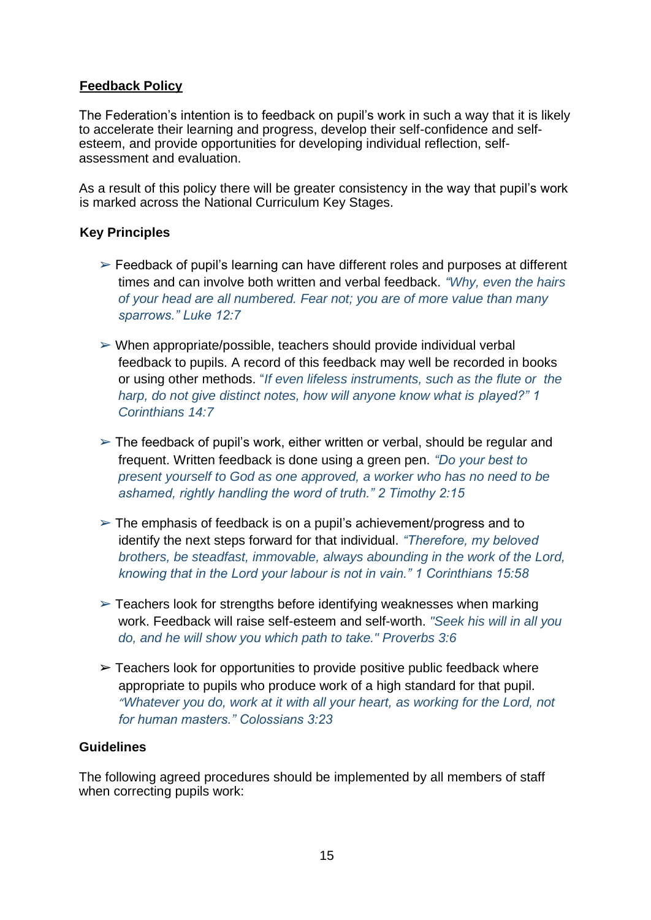**Feedback Policy**

The Federation's intention is to feedback on pupil's work in such a way that it is likely to accelerate their learning and progress, develop their self-confidence and self-esteem, and provide opportunities for developing individual reflection, self-assessment and evaluation.

As a result of this policy there will be greater consistency in the way that pupil's work is marked across the National Curriculum Key Stages.

**Key Principles**

- Feedback of pupil's learning can have different roles and purposes at different times and can involve both written and verbal feedback. *"Why, even the hairs of your head are all numbered. Fear not; you are of more value than many sparrows." Luke 12:7*

- When appropriate/possible, teachers should provide individual verbal feedback to pupils. A record of this feedback may well be recorded in books or using other methods. "*If even lifeless instruments, such as the flute or the harp, do not give distinct notes, how will anyone know what is played?" 1 Corinthians 14:7*

- The feedback of pupil's work, either written or verbal, should be regular and frequent. Written feedback is done using a green pen. *"Do your best to present yourself to God as one approved, a worker who has no need to be ashamed, rightly handling the word of truth." 2 Timothy 2:15*

- The emphasis of feedback is on a pupil's achievement/progress and to identify the next steps forward for that individual. *"Therefore, my beloved brothers, be steadfast, immovable, always abounding in the work of the Lord, knowing that in the Lord your labour is not in vain." 1 Corinthians 15:58*

- Teachers look for strengths before identifying weaknesses when marking work. Feedback will raise self-esteem and self-worth. *"Seek his will in all you do, and he will show you which path to take." Proverbs 3:6*

- Teachers look for opportunities to provide positive public feedback where appropriate to pupils who produce work of a high standard for that pupil. *"Whatever you do, work at it with all your heart, as working for the Lord, not for human masters." Colossians 3:23*

**Guidelines**

The following agreed procedures should be implemented by all members of staff when correcting pupils work: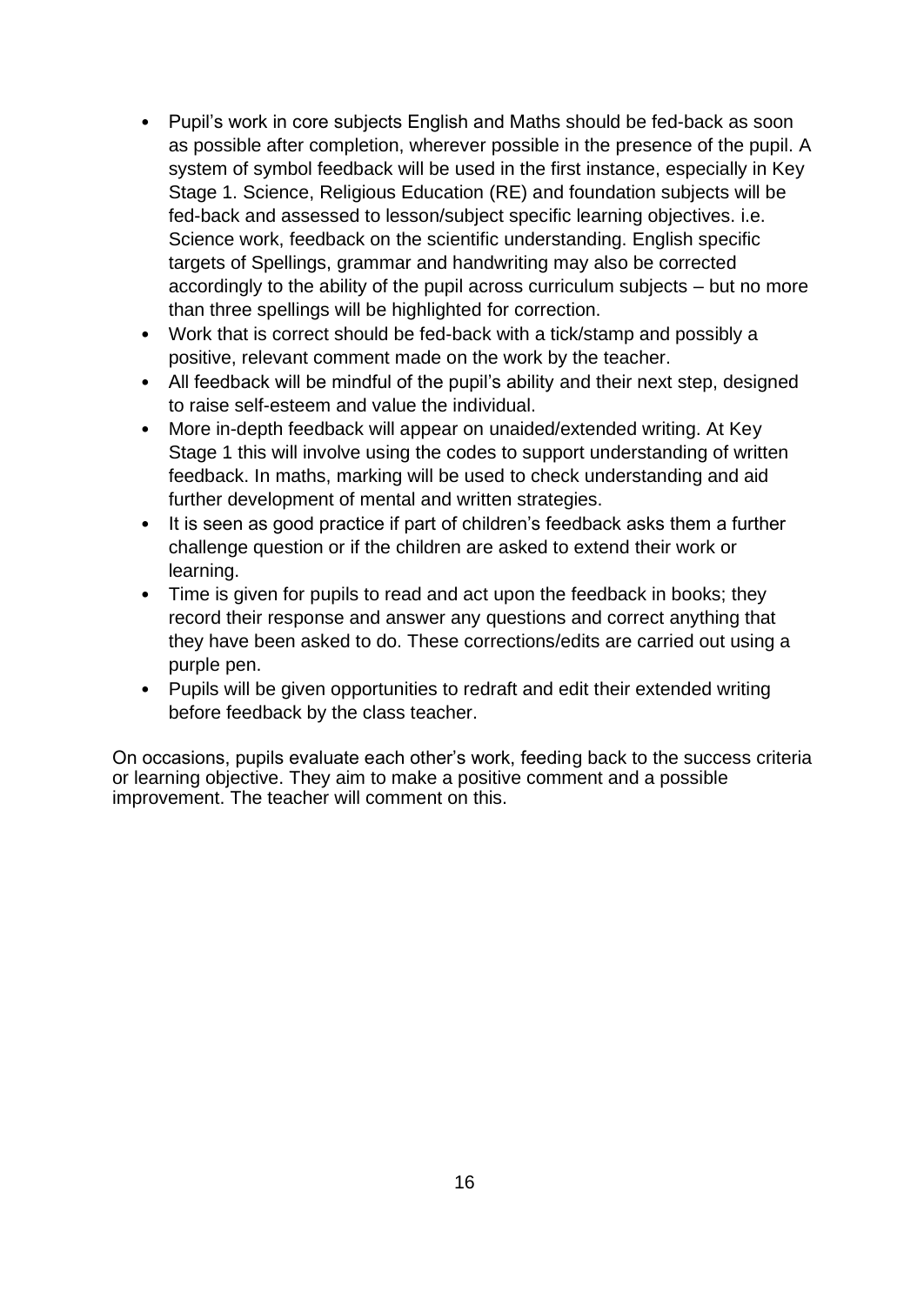- Pupil's work in core subjects English and Maths should be fed-back as soon as possible after completion, wherever possible in the presence of the pupil. A system of symbol feedback will be used in the first instance, especially in Key Stage 1. Science, Religious Education (RE) and foundation subjects will be fed-back and assessed to lesson/subject specific learning objectives. i.e. Science work, feedback on the scientific understanding. English specific targets of Spellings, grammar and handwriting may also be corrected accordingly to the ability of the pupil across curriculum subjects – but no more than three spellings will be highlighted for correction.
- Work that is correct should be fed-back with a tick/stamp and possibly a positive, relevant comment made on the work by the teacher.
- All feedback will be mindful of the pupil's ability and their next step, designed to raise self-esteem and value the individual.
- More in-depth feedback will appear on unaided/extended writing. At Key Stage 1 this will involve using the codes to support understanding of written feedback. In maths, marking will be used to check understanding and aid further development of mental and written strategies.
- It is seen as good practice if part of children's feedback asks them a further challenge question or if the children are asked to extend their work or learning.
- Time is given for pupils to read and act upon the feedback in books; they record their response and answer any questions and correct anything that they have been asked to do. These corrections/edits are carried out using a purple pen.
- Pupils will be given opportunities to redraft and edit their extended writing before feedback by the class teacher.

On occasions, pupils evaluate each other's work, feeding back to the success criteria or learning objective. They aim to make a positive comment and a possible improvement. The teacher will comment on this.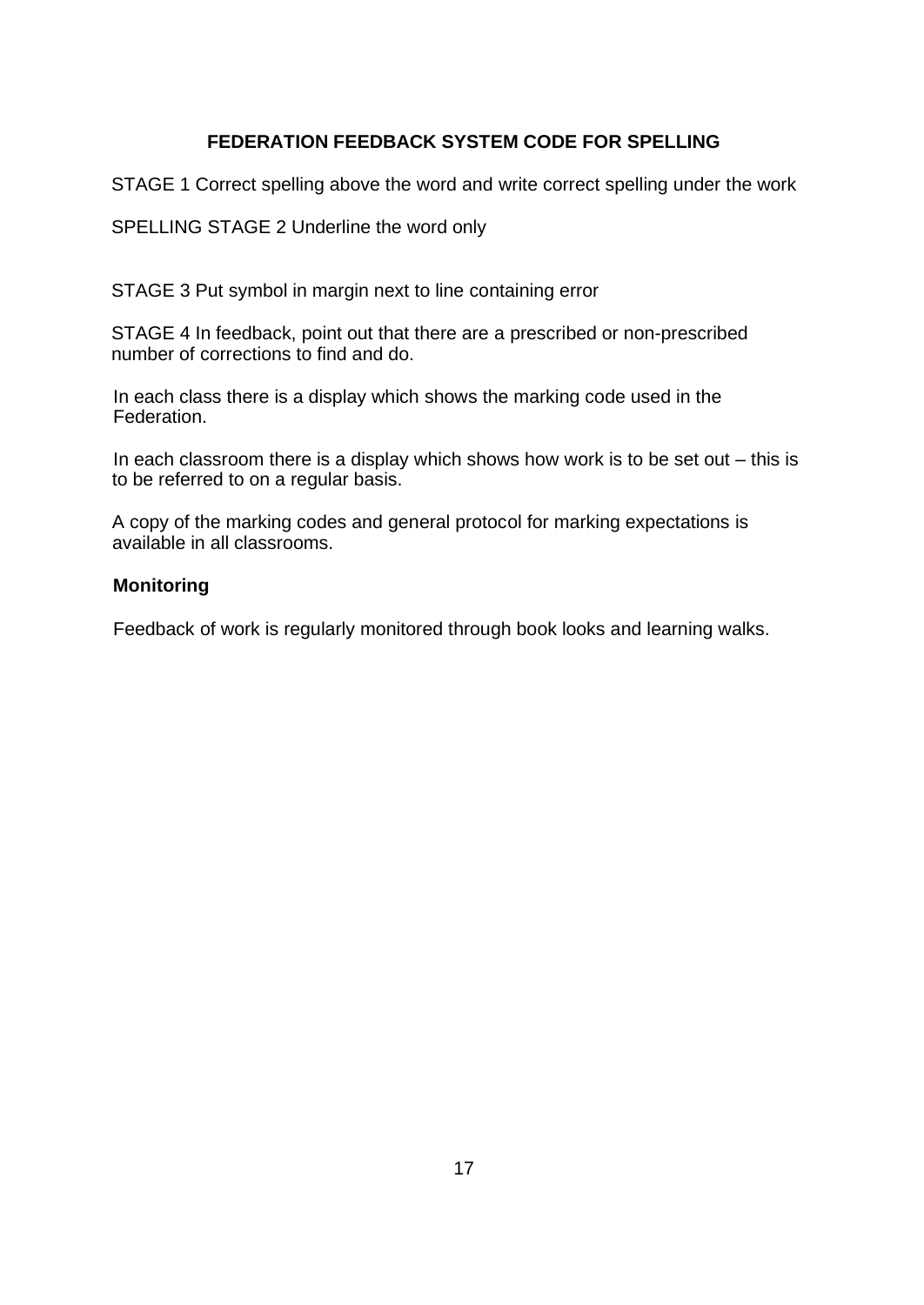## FEDERATION FEEDBACK SYSTEM CODE FOR SPELLING

STAGE 1 Correct spelling above the word and write correct spelling under the work

SPELLING STAGE 2 Underline the word only

STAGE 3 Put symbol in margin next to line containing error

STAGE 4 In feedback, point out that there are a prescribed or non-prescribed number of corrections to find and do.

In each class there is a display which shows the marking code used in the Federation.

In each classroom there is a display which shows how work is to be set out – this is to be referred to on a regular basis.

A copy of the marking codes and general protocol for marking expectations is available in all classrooms.

### Monitoring

Feedback of work is regularly monitored through book looks and learning walks.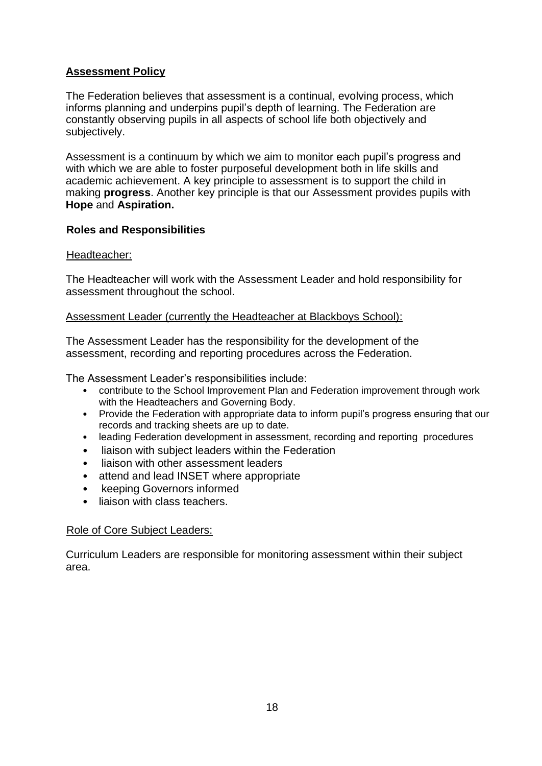## Assessment Policy

The Federation believes that assessment is a continual, evolving process, which informs planning and underpins pupil's depth of learning. The Federation are constantly observing pupils in all aspects of school life both objectively and subjectively.

Assessment is a continuum by which we aim to monitor each pupil's progress and with which we are able to foster purposeful development both in life skills and academic achievement. A key principle to assessment is to support the child in making **progress**. Another key principle is that our Assessment provides pupils with **Hope** and **Aspiration.**

### Roles and Responsibilities

Headteacher:

The Headteacher will work with the Assessment Leader and hold responsibility for assessment throughout the school.

Assessment Leader (currently the Headteacher at Blackboys School):

The Assessment Leader has the responsibility for the development of the assessment, recording and reporting procedures across the Federation.

The Assessment Leader's responsibilities include:

- contribute to the School Improvement Plan and Federation improvement through work with the Headteachers and Governing Body.
- Provide the Federation with appropriate data to inform pupil's progress ensuring that our records and tracking sheets are up to date.
- leading Federation development in assessment, recording and reporting procedures
- liaison with subject leaders within the Federation
- liaison with other assessment leaders
- attend and lead INSET where appropriate
- keeping Governors informed
- liaison with class teachers.

Role of Core Subject Leaders:

Curriculum Leaders are responsible for monitoring assessment within their subject area.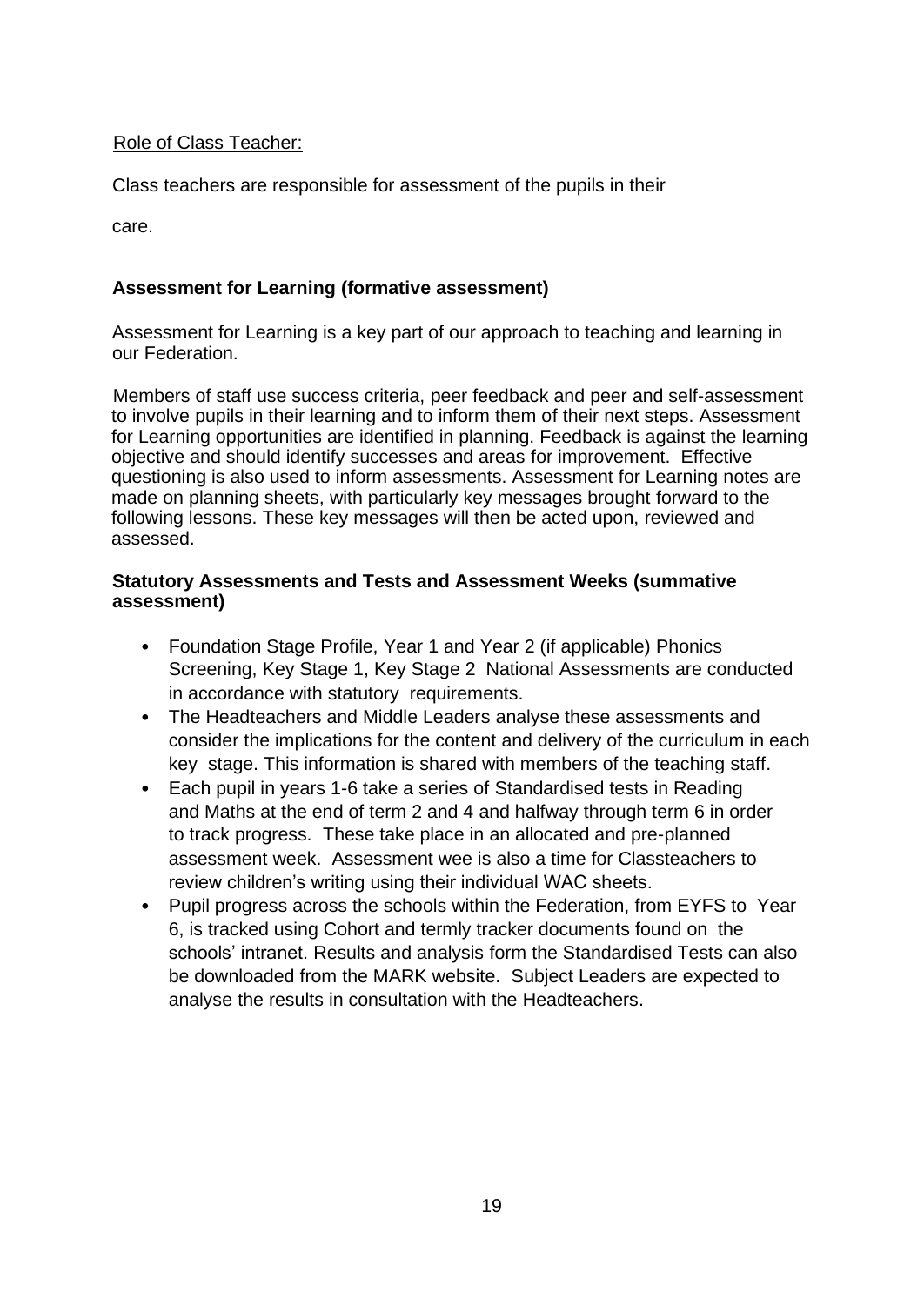<u>Role of Class Teacher:</u>

Class teachers are responsible for assessment of the pupils in their care.

**Assessment for Learning (formative assessment)**

Assessment for Learning is a key part of our approach to teaching and learning in our Federation.

Members of staff use success criteria, peer feedback and peer and self-assessment to involve pupils in their learning and to inform them of their next steps. Assessment for Learning opportunities are identified in planning. Feedback is against the learning objective and should identify successes and areas for improvement. Effective questioning is also used to inform assessments. Assessment for Learning notes are made on planning sheets, with particularly key messages brought forward to the following lessons. These key messages will then be acted upon, reviewed and assessed.

**Statutory Assessments and Tests and Assessment Weeks (summative assessment)**

- Foundation Stage Profile, Year 1 and Year 2 (if applicable) Phonics Screening, Key Stage 1, Key Stage 2 National Assessments are conducted in accordance with statutory requirements.
- The Headteachers and Middle Leaders analyse these assessments and consider the implications for the content and delivery of the curriculum in each key stage. This information is shared with members of the teaching staff.
- Each pupil in years 1-6 take a series of Standardised tests in Reading and Maths at the end of term 2 and 4 and halfway through term 6 in order to track progress. These take place in an allocated and pre-planned assessment week. Assessment wee is also a time for Classteachers to review children's writing using their individual WAC sheets.
- Pupil progress across the schools within the Federation, from EYFS to Year 6, is tracked using Cohort and termly tracker documents found on the schools' intranet. Results and analysis form the Standardised Tests can also be downloaded from the MARK website. Subject Leaders are expected to analyse the results in consultation with the Headteachers.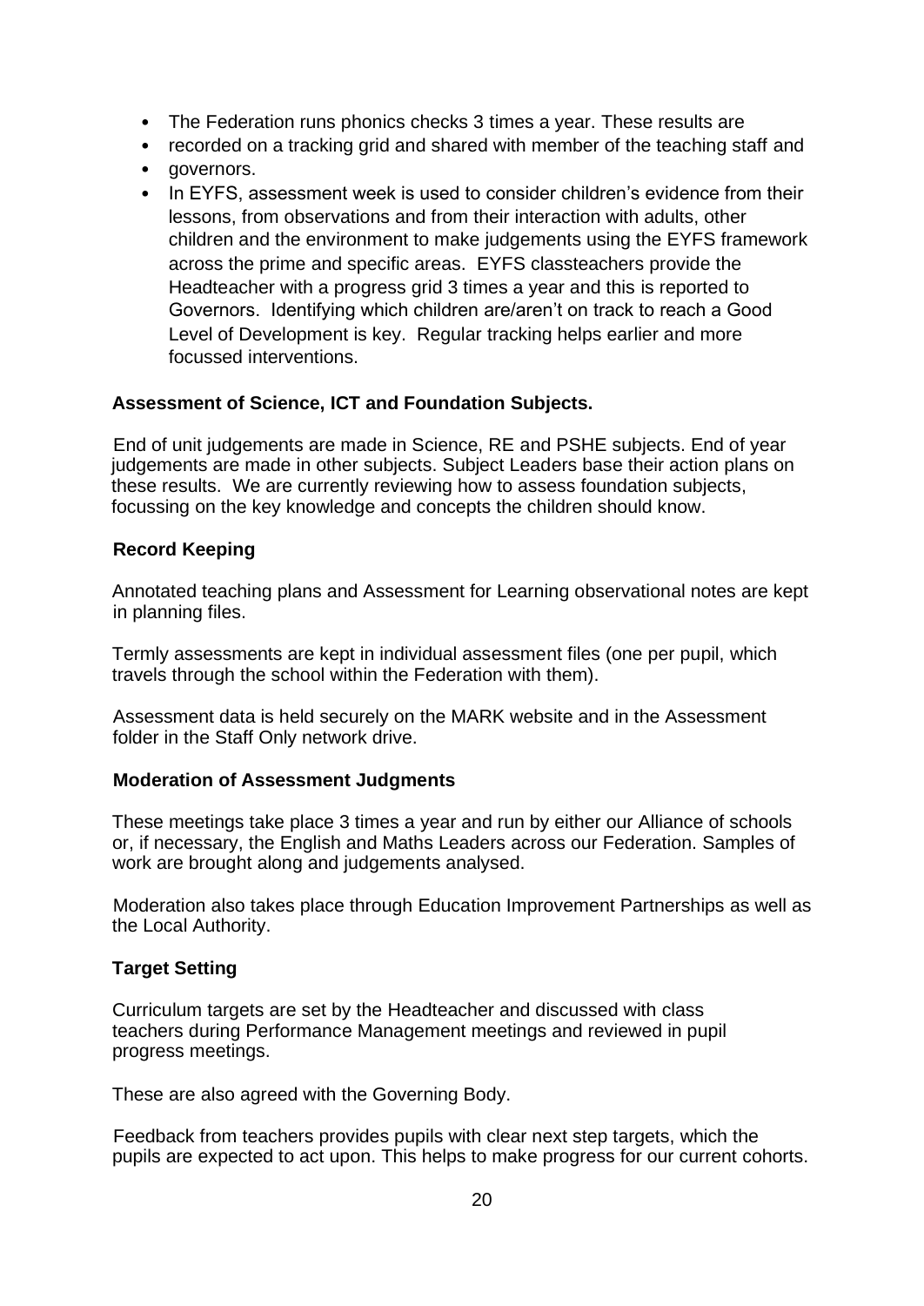- The Federation runs phonics checks 3 times a year. These results are
- recorded on a tracking grid and shared with member of the teaching staff and
- governors.
- In EYFS, assessment week is used to consider children's evidence from their lessons, from observations and from their interaction with adults, other children and the environment to make judgements using the EYFS framework across the prime and specific areas. EYFS classteachers provide the Headteacher with a progress grid 3 times a year and this is reported to Governors. Identifying which children are/aren't on track to reach a Good Level of Development is key. Regular tracking helps earlier and more focussed interventions.

**Assessment of Science, ICT and Foundation Subjects.**

End of unit judgements are made in Science, RE and PSHE subjects. End of year judgements are made in other subjects. Subject Leaders base their action plans on these results. We are currently reviewing how to assess foundation subjects, focussing on the key knowledge and concepts the children should know.

**Record Keeping**

Annotated teaching plans and Assessment for Learning observational notes are kept in planning files.

Termly assessments are kept in individual assessment files (one per pupil, which travels through the school within the Federation with them).

Assessment data is held securely on the MARK website and in the Assessment folder in the Staff Only network drive.

**Moderation of Assessment Judgments**

These meetings take place 3 times a year and run by either our Alliance of schools or, if necessary, the English and Maths Leaders across our Federation. Samples of work are brought along and judgements analysed.

Moderation also takes place through Education Improvement Partnerships as well as the Local Authority.

**Target Setting**

Curriculum targets are set by the Headteacher and discussed with class teachers during Performance Management meetings and reviewed in pupil progress meetings.

These are also agreed with the Governing Body.

Feedback from teachers provides pupils with clear next step targets, which the pupils are expected to act upon. This helps to make progress for our current cohorts.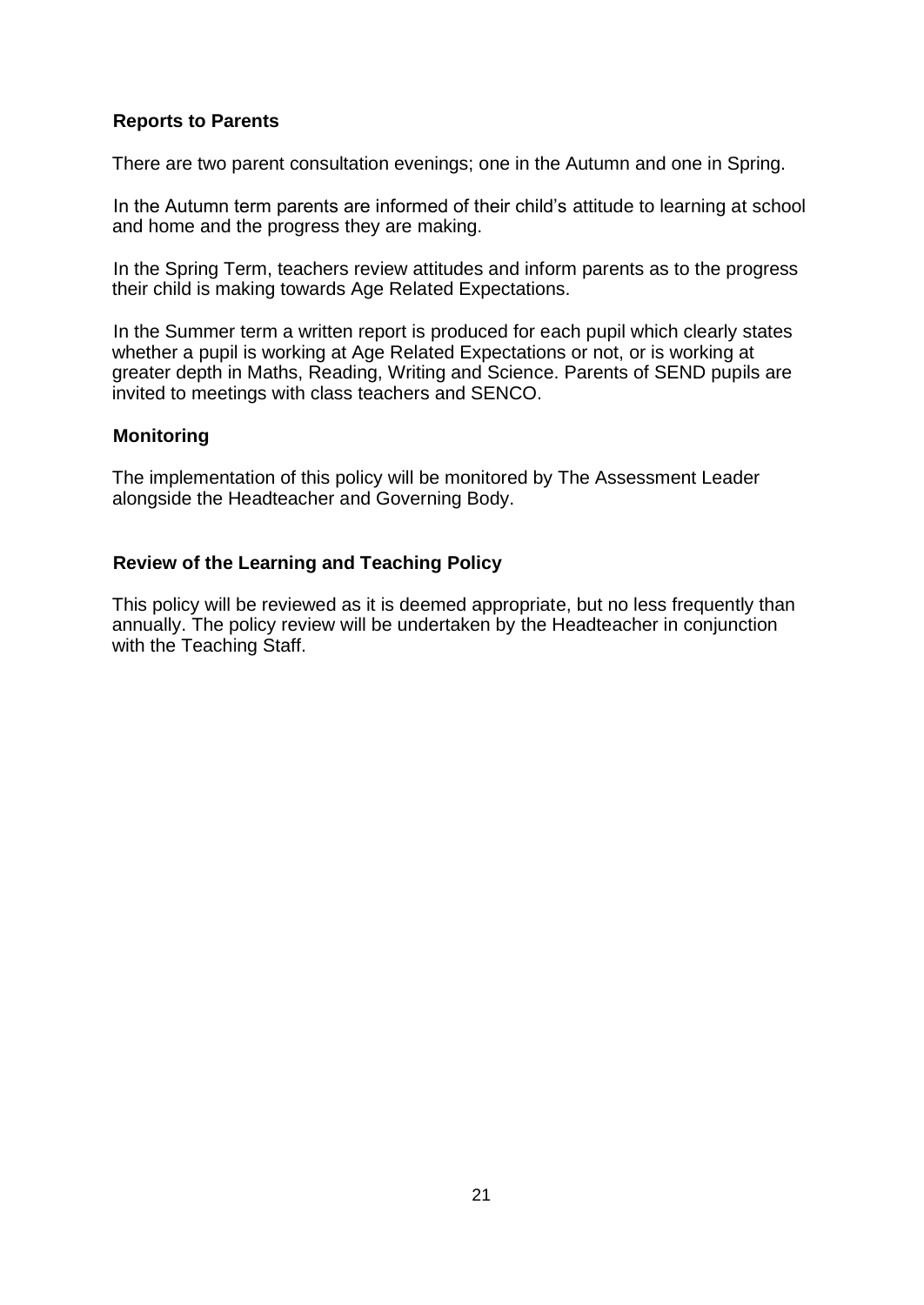## Reports to Parents

There are two parent consultation evenings; one in the Autumn and one in Spring.

In the Autumn term parents are informed of their child's attitude to learning at school and home and the progress they are making.

In the Spring Term, teachers review attitudes and inform parents as to the progress their child is making towards Age Related Expectations.

In the Summer term a written report is produced for each pupil which clearly states whether a pupil is working at Age Related Expectations or not, or is working at greater depth in Maths, Reading, Writing and Science. Parents of SEND pupils are invited to meetings with class teachers and SENCO.

## Monitoring

The implementation of this policy will be monitored by The Assessment Leader alongside the Headteacher and Governing Body.

## Review of the Learning and Teaching Policy

This policy will be reviewed as it is deemed appropriate, but no less frequently than annually. The policy review will be undertaken by the Headteacher in conjunction with the Teaching Staff.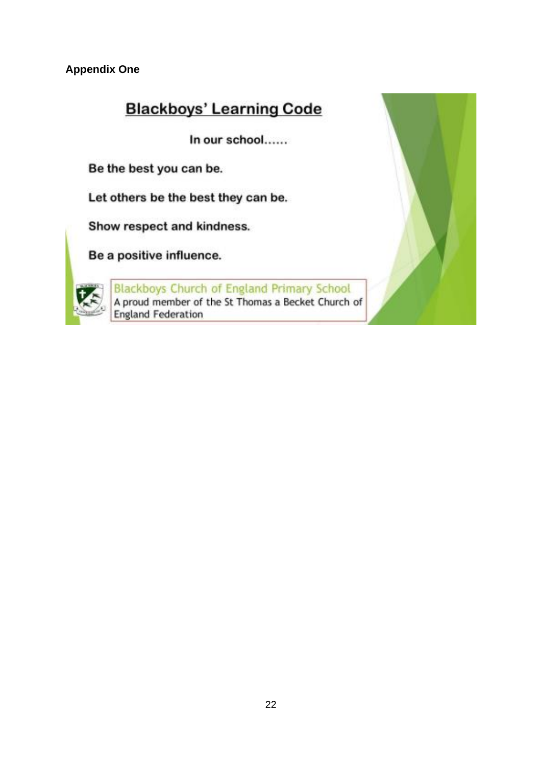**Appendix One**

## Blackboys' Learning Code

In our school……

Be the best you can be.

Let others be the best they can be.

Show respect and kindness.

Be a positive influence.

Blackboys Church of England Primary School
A proud member of the St Thomas a Becket Church of England Federation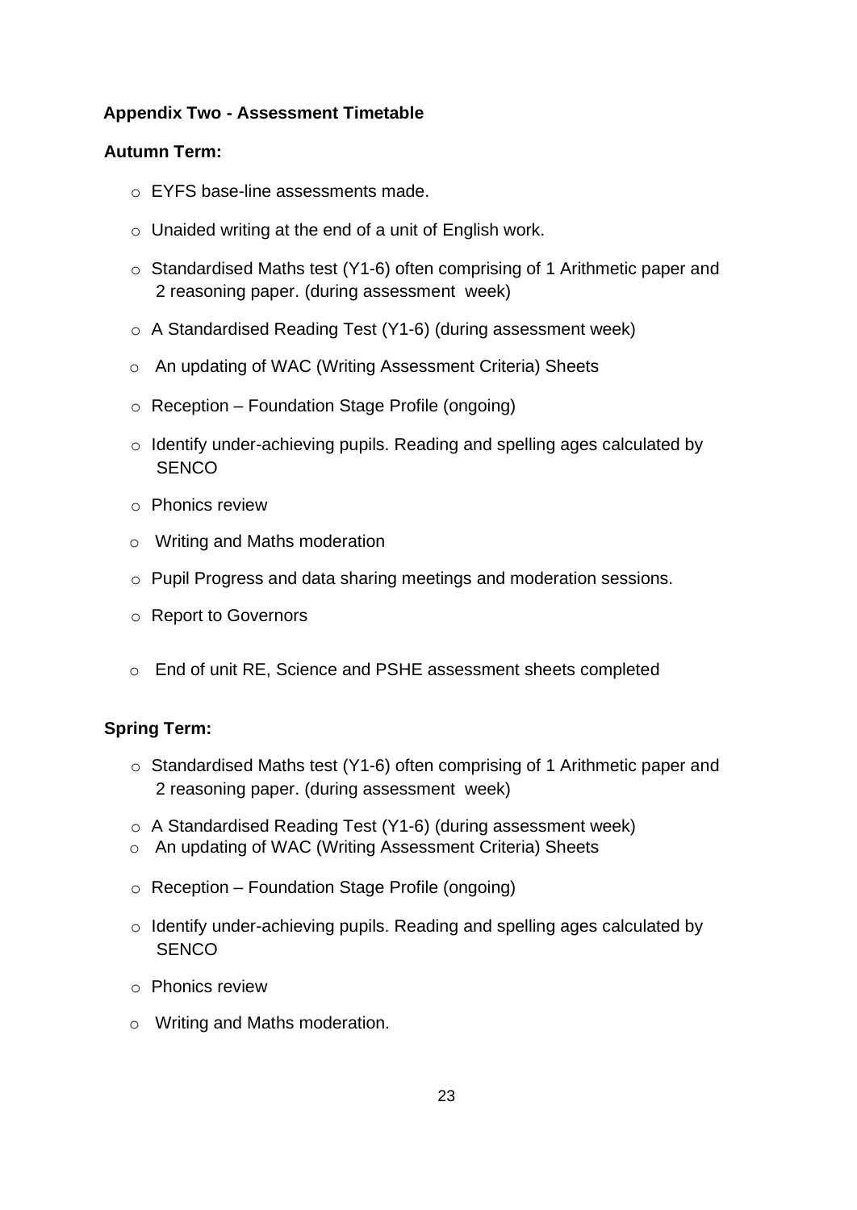### Appendix Two - Assessment Timetable

**Autumn Term:**

- EYFS base-line assessments made.
- Unaided writing at the end of a unit of English work.
- Standardised Maths test (Y1-6) often comprising of 1 Arithmetic paper and 2 reasoning paper. (during assessment week)
- A Standardised Reading Test (Y1-6) (during assessment week)
- An updating of WAC (Writing Assessment Criteria) Sheets
- Reception – Foundation Stage Profile (ongoing)
- Identify under-achieving pupils. Reading and spelling ages calculated by SENCO
- Phonics review
- Writing and Maths moderation
- Pupil Progress and data sharing meetings and moderation sessions.
- Report to Governors
- End of unit RE, Science and PSHE assessment sheets completed

**Spring Term:**

- Standardised Maths test (Y1-6) often comprising of 1 Arithmetic paper and 2 reasoning paper. (during assessment week)
- A Standardised Reading Test (Y1-6) (during assessment week)
- An updating of WAC (Writing Assessment Criteria) Sheets
- Reception – Foundation Stage Profile (ongoing)
- Identify under-achieving pupils. Reading and spelling ages calculated by SENCO
- Phonics review
- Writing and Maths moderation.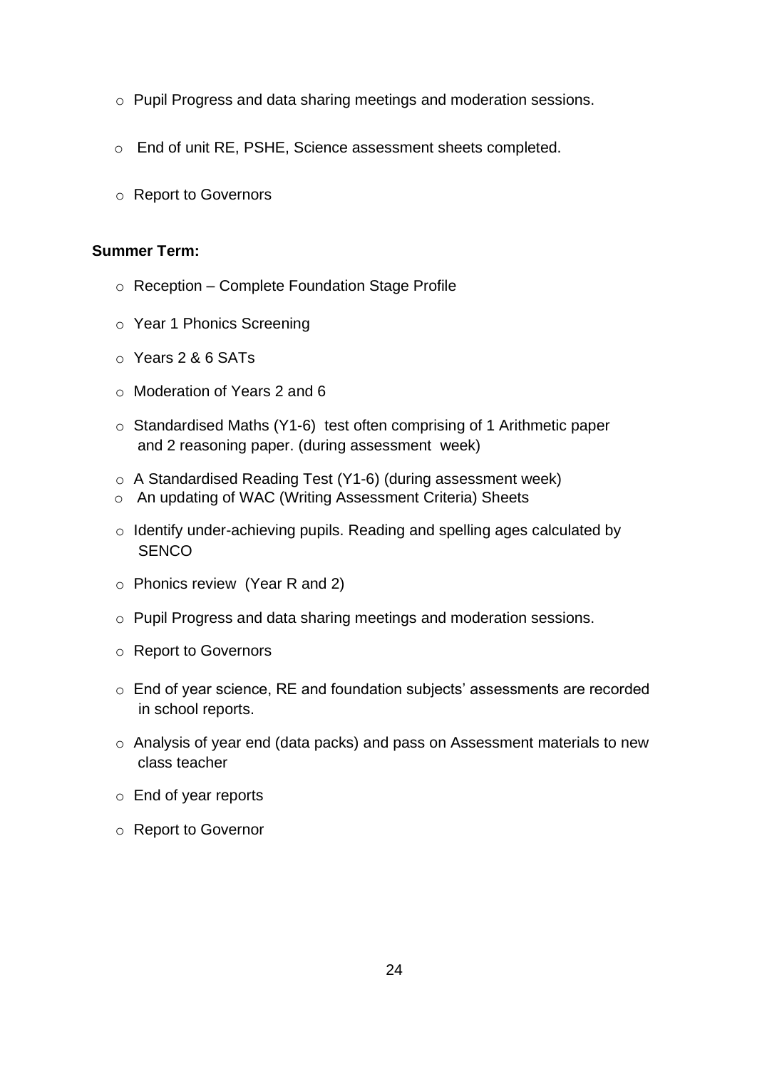- Pupil Progress and data sharing meetings and moderation sessions.
- End of unit RE, PSHE, Science assessment sheets completed.
- Report to Governors

**Summer Term:**

- Reception – Complete Foundation Stage Profile
- Year 1 Phonics Screening
- Years 2 & 6 SATs
- Moderation of Years 2 and 6
- Standardised Maths (Y1-6) test often comprising of 1 Arithmetic paper and 2 reasoning paper. (during assessment week)
- A Standardised Reading Test (Y1-6) (during assessment week)
- An updating of WAC (Writing Assessment Criteria) Sheets
- Identify under-achieving pupils. Reading and spelling ages calculated by SENCO
- Phonics review (Year R and 2)
- Pupil Progress and data sharing meetings and moderation sessions.
- Report to Governors
- End of year science, RE and foundation subjects' assessments are recorded in school reports.
- Analysis of year end (data packs) and pass on Assessment materials to new class teacher
- End of year reports
- Report to Governor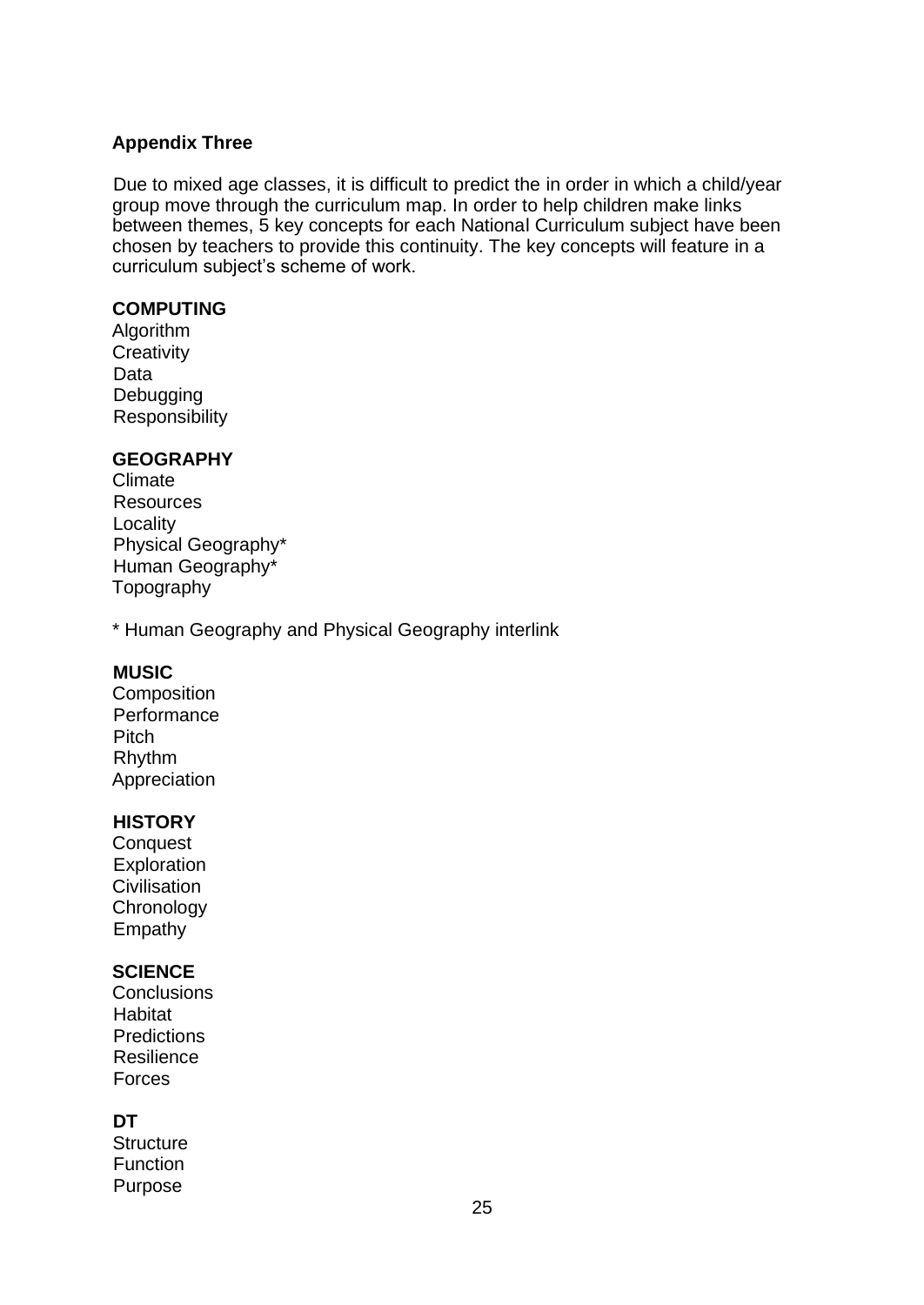## Appendix Three

Due to mixed age classes, it is difficult to predict the in order in which a child/year group move through the curriculum map. In order to help children make links between themes, 5 key concepts for each National Curriculum subject have been chosen by teachers to provide this continuity. The key concepts will feature in a curriculum subject's scheme of work.

**COMPUTING**

Algorithm
Creativity
Data
Debugging
Responsibility

**GEOGRAPHY**

Climate
Resources
Locality
Physical Geography*
Human Geography*
Topography

* Human Geography and Physical Geography interlink

**MUSIC**

Composition
Performance
Pitch
Rhythm
Appreciation

**HISTORY**

Conquest
Exploration
Civilisation
Chronology
Empathy

**SCIENCE**

Conclusions
Habitat
Predictions
Resilience
Forces

**DT**

Structure
Function
Purpose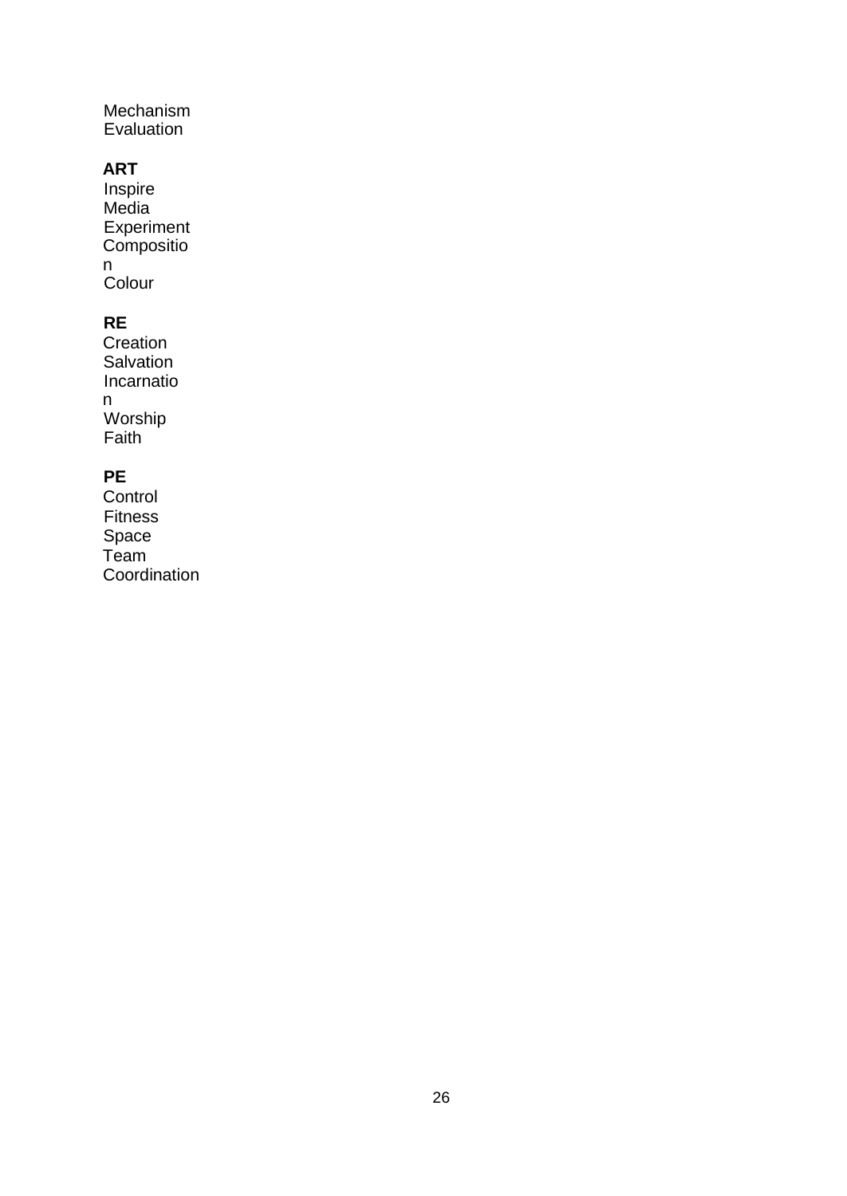Mechanism
Evaluation

**ART**
Inspire
Media
Experiment
Composition
Colour

**RE**
Creation
Salvation
Incarnation
Worship
Faith

**PE**
Control
Fitness
Space
Team
Coordination